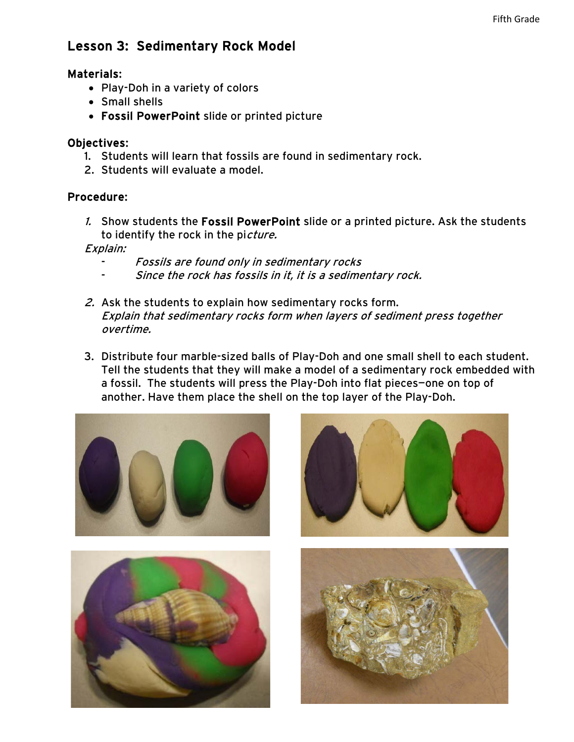## Lesson 3: Sedimentary Rock Model

**Materials:**

- Play-Doh in a variety of colors
- Small shells
- **Fossil PowerPoint** slide or printed picture

**Objectives:**

1. Students will learn that fossils are found in sedimentary rock.
2. Students will evaluate a model.

**Procedure:**

1. Show students the **Fossil PowerPoint** slide or a printed picture. Ask the students to identify the rock in the pi*cture.*

*Explain:*

- *Fossils are found only in sedimentary rocks*
- *Since the rock has fossils in it, it is a sedimentary rock.*

2. Ask the students to explain how sedimentary rocks form.
*Explain that sedimentary rocks form when layers of sediment press together overtime.*

3. Distribute four marble-sized balls of Play-Doh and one small shell to each student. Tell the students that they will make a model of a sedimentary rock embedded with a fossil. The students will press the Play-Doh into flat pieces—one on top of another. Have them place the shell on the top layer of the Play-Doh.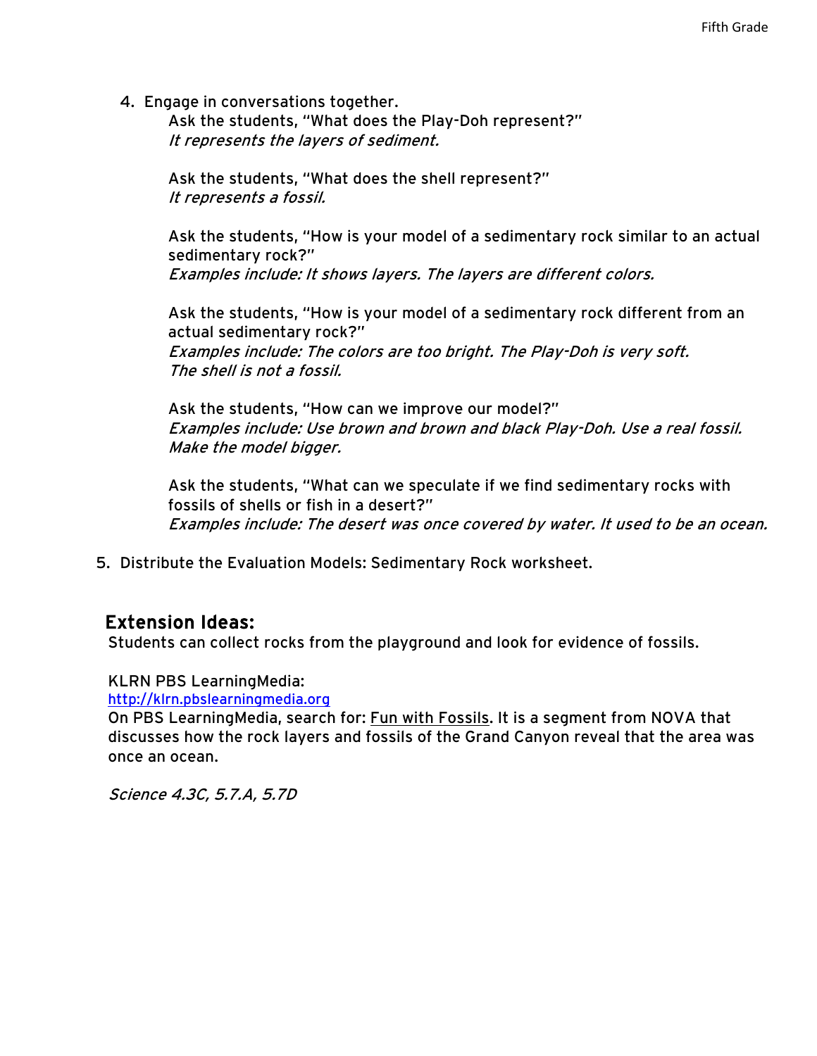4. Engage in conversations together.

   Ask the students, "What does the Play-Doh represent?"
   *It represents the layers of sediment.*

   Ask the students, "What does the shell represent?"
   *It represents a fossil.*

   Ask the students, "How is your model of a sedimentary rock similar to an actual sedimentary rock?"
   *Examples include: It shows layers. The layers are different colors.*

   Ask the students, "How is your model of a sedimentary rock different from an actual sedimentary rock?"
   *Examples include: The colors are too bright. The Play-Doh is very soft. The shell is not a fossil.*

   Ask the students, "How can we improve our model?"
   *Examples include: Use brown and brown and black Play-Doh. Use a real fossil. Make the model bigger.*

   Ask the students, "What can we speculate if we find sedimentary rocks with fossils of shells or fish in a desert?"
   *Examples include: The desert was once covered by water. It used to be an ocean.*

5. Distribute the Evaluation Models: Sedimentary Rock worksheet.

## Extension Ideas:

Students can collect rocks from the playground and look for evidence of fossils.

KLRN PBS LearningMedia:
http://klrn.pbslearningmedia.org
On PBS LearningMedia, search for: Fun with Fossils. It is a segment from NOVA that discusses how the rock layers and fossils of the Grand Canyon reveal that the area was once an ocean.

*Science 4.3C, 5.7.A, 5.7D*